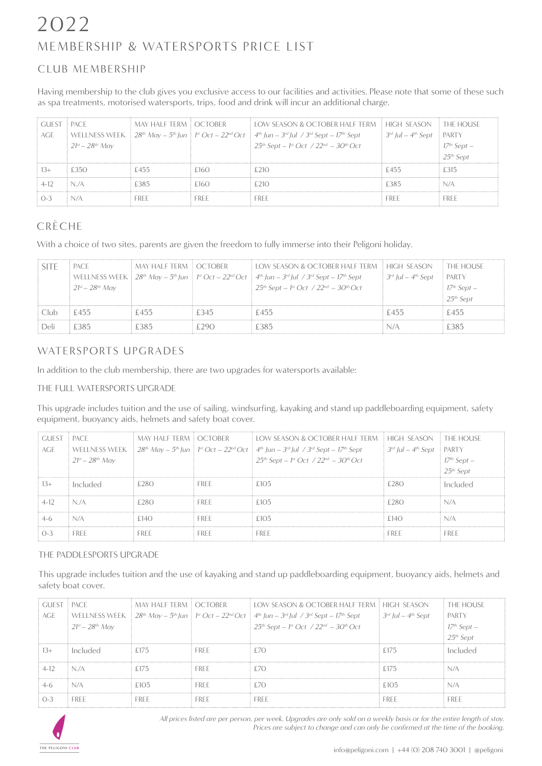# 2022

## MEMBERSHIP & WATERSPORTS PRICE LIST

### CLUB MEMBERSHIP

Having membership to the club gives you exclusive access to our facilities and activities. Please note that some of these such as spa treatments, motorised watersports, trips, food and drink will incur an additional charge.

| GUEST AGE | PACE WELLNESS WEEK *21st – 28th May* | MAY HALF TERM *28th May – 5th Jun* | OCTOBER *1st Oct – 22nd Oct* | LOW SEASON & OCTOBER HALF TERM *4th Jun – 3rd Jul / 3rd Sept – 17th Sept 25th Sept – 1st Oct / 22nd – 30th Oct* | HIGH SEASON *3rd Jul – 4th Sept* | THE HOUSE PARTY *17th Sept – 25th Sept* |
|---|---|---|---|---|---|---|
| 13+ | £350 | £455 | £160 | £210 | £455 | £315 |
| 4-12 | N./A | £385 | £160 | £210 | £385 | N/A |
| 0-3 | N/A | FREE | FREE | FREE | FREE | FREE |

### CRÈCHE

With a choice of two sites, parents are given the freedom to fully immerse into their Peligoni holiday.

| SITE | PACE WELLNESS WEEK *21st – 28th May* | MAY HALF TERM *28th May – 5th Jun* | OCTOBER *1st Oct – 22nd Oct* | LOW SEASON & OCTOBER HALF TERM *4th Jun – 3rd Jul / 3rd Sept – 17th Sept 25th Sept – 1st Oct / 22nd – 30th Oct* | HIGH SEASON *3rd Jul – 4th Sept* | THE HOUSE PARTY *17th Sept – 25th Sept* |
|---|---|---|---|---|---|---|
| Club | £455 | £455 | £345 | £455 | £455 | £455 |
| Deli | £385 | £385 | £290 | £385 | N/A | £385 |

### WATERSPORTS UPGRADES

In addition to the club membership, there are two upgrades for watersports available:

THE FULL WATERSPORTS UPGRADE

This upgrade includes tuition and the use of sailing, windsurfing, kayaking and stand up paddleboarding equipment, safety equipment, buoyancy aids, helmets and safety boat cover.

| GUEST AGE | PACE WELLNESS WEEK *21st – 28th May* | MAY HALF TERM *28th May – 5th Jun* | OCTOBER *1st Oct – 22nd Oct* | LOW SEASON & OCTOBER HALF TERM *4th Jun – 3rd Jul / 3rd Sept – 17th Sept 25th Sept – 1st Oct / 22nd – 30th Oct* | HIGH SEASON *3rd Jul – 4th Sept* | THE HOUSE PARTY *17th Sept – 25th Sept* |
|---|---|---|---|---|---|---|
| 13+ | Included | £280 | FREE | £105 | £280 | Included |
| 4-12 | N./A | £280 | FREE | £105 | £280 | N/A |
| 4-6 | N/A | £140 | FREE | £105 | £140 | N/A |
| 0-3 | FREE | FREE | FREE | FREE | FREE | FREE |

THE PADDLESPORTS UPGRADE

This upgrade includes tuition and the use of kayaking and stand up paddleboarding equipment, buoyancy aids, helmets and safety boat cover.

| GUEST AGE | PACE WELLNESS WEEK *21st – 28th May* | MAY HALF TERM *28th May – 5th Jun* | OCTOBER *1st Oct – 22nd Oct* | LOW SEASON & OCTOBER HALF TERM *4th Jun – 3rd Jul / 3rd Sept – 17th Sept 25th Sept – 1st Oct / 22nd – 30th Oct* | HIGH SEASON *3rd Jul – 4th Sept* | THE HOUSE PARTY *17th Sept – 25th Sept* |
|---|---|---|---|---|---|---|
| 13+ | Included | £175 | FREE | £70 | £175 | Included |
| 4-12 | N./A | £175 | FREE | £70 | £175 | N/A |
| 4-6 | N/A | £105 | FREE | £70 | £105 | N/A |
| 0-3 | FREE | FREE | FREE | FREE | FREE | FREE |

*All prices listed are per person, per week. Upgrades are only sold on a weekly basis or for the entire length of stay. Prices are subject to change and can only be confirmed at the time of the booking.*

THE PELIGONI CLUB

info@peligoni.com | +44 (0) 208 740 3001 | @peligoni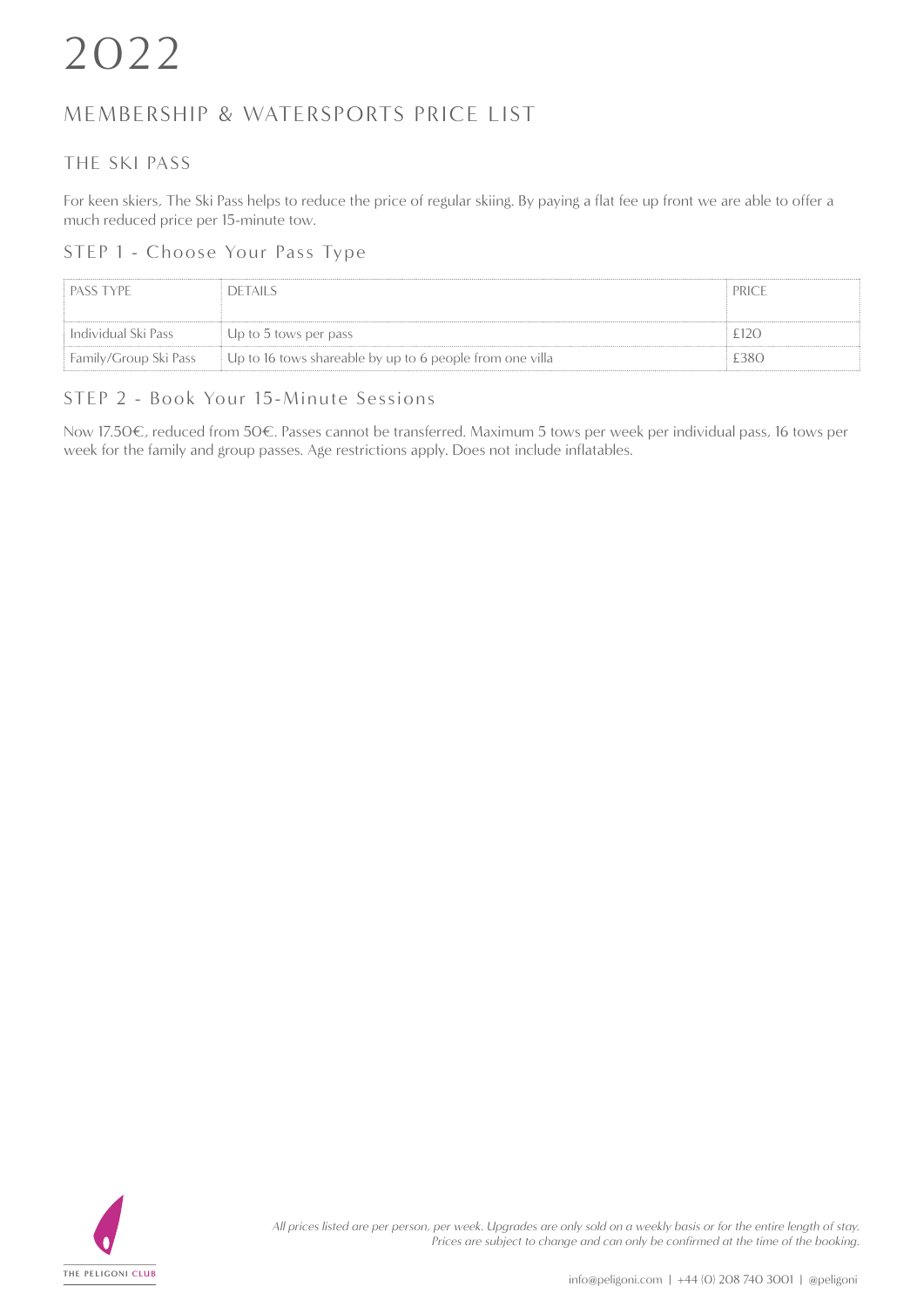# 2022

## MEMBERSHIP & WATERSPORTS PRICE LIST

### THE SKI PASS

For keen skiers, The Ski Pass helps to reduce the price of regular skiing. By paying a flat fee up front we are able to offer a much reduced price per 15-minute tow.

### STEP 1 - Choose Your Pass Type

| PASS TYPE | DETAILS | PRICE |
|---|---|---|
| Individual Ski Pass | Up to 5 tows per pass | £120 |
| Family/Group Ski Pass | Up to 16 tows shareable by up to 6 people from one villa | £380 |

### STEP 2 - Book Your 15-Minute Sessions

Now 17.50€, reduced from 50€. Passes cannot be transferred. Maximum 5 tows per week per individual pass, 16 tows per week for the family and group passes. Age restrictions apply. Does not include inflatables.

THE PELIGONI CLUB

*All prices listed are per person, per week. Upgrades are only sold on a weekly basis or for the entire length of stay. Prices are subject to change and can only be confirmed at the time of the booking.*

info@peligoni.com | +44 (0) 208 740 3001 | @peligoni